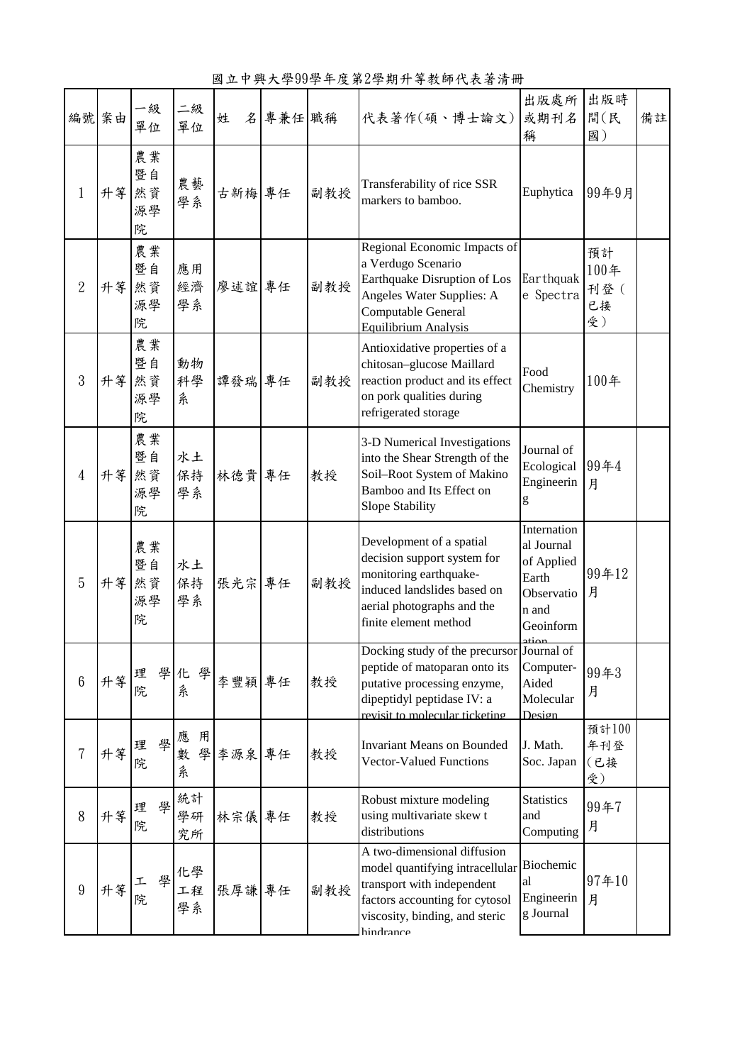# 國立中興大學99學年度第2學期升等教師代表著清冊

| 編號 | 案由 | 一級單位 | 二級單位 | 姓　名 | 專兼任 | 職稱 | 代表著作(碩、博士論文) | 出版處所或期刊名稱 | 出版時間(民國) | 備註 |
|---|---|---|---|---|---|---|---|---|---|---|
| 1 | 升等 | 農業暨自然資源學院 | 農藝學系 | 古新梅 | 專任 | 副教授 | Transferability of rice SSR markers to bamboo. | Euphytica | 99年9月 | |
| 2 | 升等 | 農業暨自然資源學院 | 應用經濟學系 | 廖述誼 | 專任 | 副教授 | Regional Economic Impacts of a Verdugo Scenario Earthquake Disruption of Los Angeles Water Supplies: A Computable General Equilibrium Analysis | Earthquake Spectra | 預計100年刊登（已接受） | |
| 3 | 升等 | 農業暨自然資源學院 | 動物科學系 | 譚發瑞 | 專任 | 副教授 | Antioxidative properties of a chitosan–glucose Maillard reaction product and its effect on pork qualities during refrigerated storage | Food Chemistry | 100年 | |
| 4 | 升等 | 農業暨自然資源學院 | 水土保持學系 | 林德貴 | 專任 | 教授 | 3-D Numerical Investigations into the Shear Strength of the Soil–Root System of Makino Bamboo and Its Effect on Slope Stability | Journal of Ecological Engineering | 99年4月 | |
| 5 | 升等 | 農業暨自然資源學院 | 水土保持學系 | 張光宗 | 專任 | 副教授 | Development of a spatial decision support system for monitoring earthquake-induced landslides based on aerial photographs and the finite element method | International Journal of Applied Earth Observation and Geoinformation | 99年12月 | |
| 6 | 升等 | 理學院 | 化學系 | 李豐穎 | 專任 | 教授 | Docking study of the precursor peptide of matoparan onto its putative processing enzyme, dipeptidyl peptidase IV: a revisit to molecular ticketing | Journal of Computer-Aided Molecular Design | 99年3月 | |
| 7 | 升等 | 理學院 | 應用數學系 | 李源泉 | 專任 | 教授 | Invariant Means on Bounded Vector-Valued Functions | J. Math. Soc. Japan | 預計100年刊登（已接受） | |
| 8 | 升等 | 理學院 | 統計學研究所 | 林宗儀 | 專任 | 教授 | Robust mixture modeling using multivariate skew t distributions | Statistics and Computing | 99年7月 | |
| 9 | 升等 | 工學院 | 化學工程學系 | 張厚謙 | 專任 | 副教授 | A two-dimensional diffusion model quantifying intracellular transport with independent factors accounting for cytosol viscosity, binding, and steric hindrance | Biochemical Engineering Journal | 97年10月 | |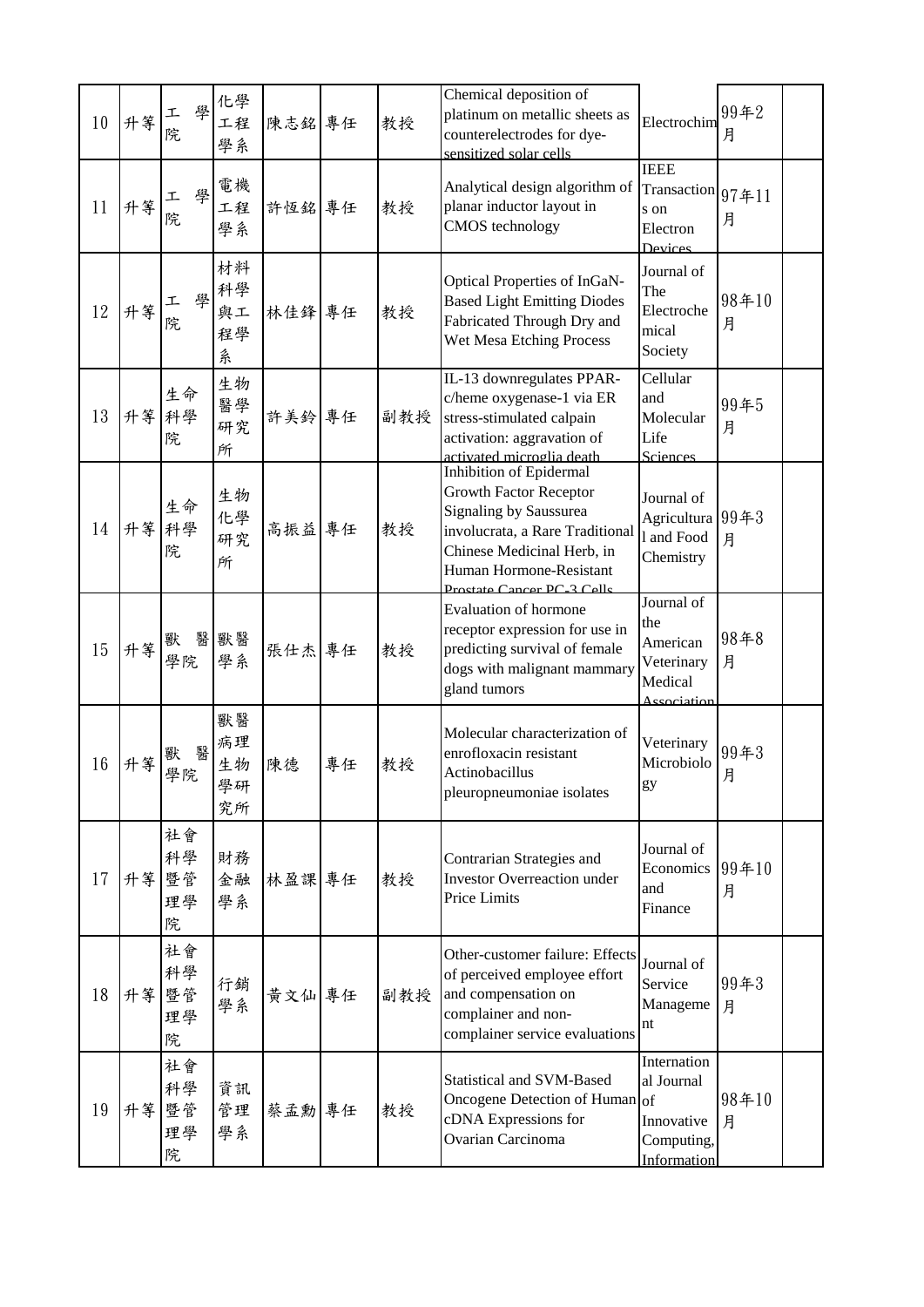| | | | | | | | | | | |
|---|---|---|---|---|---|---|---|---|---|---|
| 10 | 升等 | 工學院 | 化學工程學系 | 陳志銘 | 專任 | 教授 | Chemical deposition of platinum on metallic sheets as counterelectrodes for dye-sensitized solar cells | Electrochim | 99年2月 | |
| 11 | 升等 | 工學院 | 電機工程學系 | 許恒銘 | 專任 | 教授 | Analytical design algorithm of planar inductor layout in CMOS technology | IEEE Transactions on Electron Devices | 97年11月 | |
| 12 | 升等 | 工學院 | 材料科學與工程學系 | 林佳鋒 | 專任 | 教授 | Optical Properties of InGaN-Based Light Emitting Diodes Fabricated Through Dry and Wet Mesa Etching Process | Journal of The Electrochemical Society | 98年10月 | |
| 13 | 升等 | 生命科學院 | 生物醫學研究所 | 許美鈴 | 專任 | 副教授 | IL-13 downregulates PPAR-c/heme oxygenase-1 via ER stress-stimulated calpain activation: aggravation of activated microglia death | Cellular and Molecular Life Sciences | 99年5月 | |
| 14 | 升等 | 生命科學院 | 生物化學研究所 | 高振益 | 專任 | 教授 | Inhibition of Epidermal Growth Factor Receptor Signaling by Saussurea involucrata, a Rare Traditional Chinese Medicinal Herb, in Human Hormone-Resistant Prostate Cancer PC-3 Cells | Journal of Agricultural and Food Chemistry | 99年3月 | |
| 15 | 升等 | 獸醫學院 | 獸醫學系 | 張仕杰 | 專任 | 教授 | Evaluation of hormone receptor expression for use in predicting survival of female dogs with malignant mammary gland tumors | Journal of the American Veterinary Medical Association | 98年8月 | |
| 16 | 升等 | 獸醫學院 | 獸醫病理生物學研究所 | 陳德 | 專任 | 教授 | Molecular characterization of enrofloxacin resistant Actinobacillus pleuropneumoniae isolates | Veterinary Microbiology | 99年3月 | |
| 17 | 升等 | 社會科學暨管理學院 | 財務金融學系 | 林盈課 | 專任 | 教授 | Contrarian Strategies and Investor Overreaction under Price Limits | Journal of Economics and Finance | 99年10月 | |
| 18 | 升等 | 社會科學暨管理學院 | 行銷學系 | 黃文仙 | 專任 | 副教授 | Other-customer failure: Effects of perceived employee effort and compensation on complainer and non-complainer service evaluations | Journal of Service Management | 99年3月 | |
| 19 | 升等 | 社會科學暨管理學院 | 資訊管理學系 | 蔡孟勳 | 專任 | 教授 | Statistical and SVM-Based Oncogene Detection of Human cDNA Expressions for Ovarian Carcinoma | International Journal of Innovative Computing, Information | 98年10月 | |